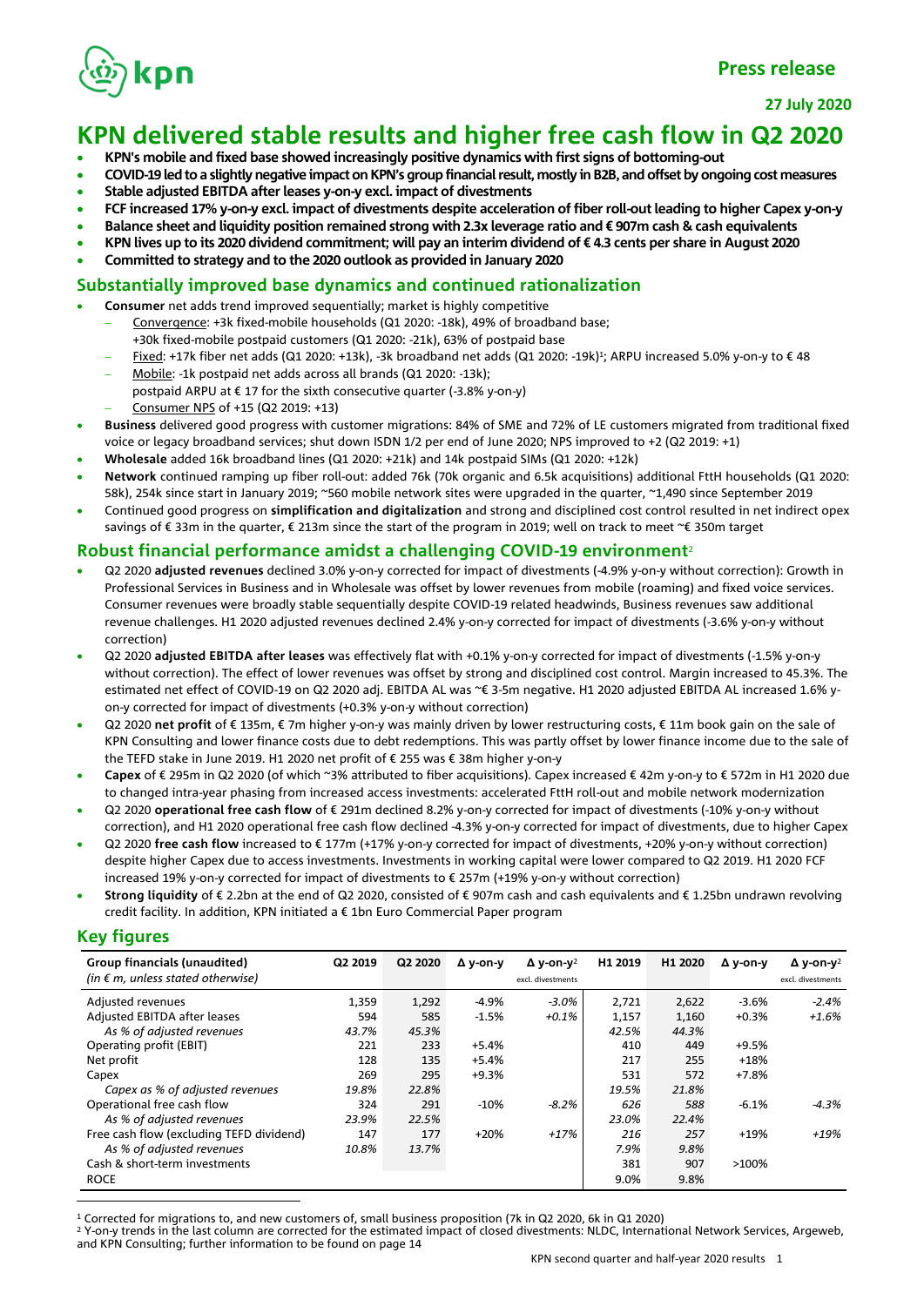Press release

27 July 2020

# KPN delivered stable results and higher free cash flow in Q2 2020

- **KPN's mobile and fixed base showed increasingly positive dynamics with first signs of bottoming-out**
- **COVID-19 led to a slightly negative impact on KPN's group financial result, mostly in B2B, and offset by ongoing cost measures**
- **Stable adjusted EBITDA after leases y-on-y excl. impact of divestments**
- **FCF increased 17% y-on-y excl. impact of divestments despite acceleration of fiber roll-out leading to higher Capex y-on-y**
- **Balance sheet and liquidity position remained strong with 2.3x leverage ratio and € 907m cash & cash equivalents**
- **KPN lives up to its 2020 dividend commitment; will pay an interim dividend of € 4.3 cents per share in August 2020**
- **Committed to strategy and to the 2020 outlook as provided in January 2020**

## Substantially improved base dynamics and continued rationalization

- **Consumer** net adds trend improved sequentially; market is highly competitive
  - Convergence: +3k fixed-mobile households (Q1 2020: -18k), 49% of broadband base; +30k fixed-mobile postpaid customers (Q1 2020: -21k), 63% of postpaid base
  - Fixed: +17k fiber net adds (Q1 2020: +13k), -3k broadband net adds (Q1 2020: -19k)[1]; ARPU increased 5.0% y-on-y to € 48
  - Mobile: -1k postpaid net adds across all brands (Q1 2020: -13k); postpaid ARPU at € 17 for the sixth consecutive quarter (-3.8% y-on-y)
  - Consumer NPS of +15 (Q2 2019: +13)
- **Business** delivered good progress with customer migrations: 84% of SME and 72% of LE customers migrated from traditional fixed voice or legacy broadband services; shut down ISDN 1/2 per end of June 2020; NPS improved to +2 (Q2 2019: +1)
- **Wholesale** added 16k broadband lines (Q1 2020: +21k) and 14k postpaid SIMs (Q1 2020: +12k)
- **Network** continued ramping up fiber roll-out: added 76k (70k organic and 6.5k acquisitions) additional FttH households (Q1 2020: 58k), 254k since start in January 2019; ~560 mobile network sites were upgraded in the quarter, ~1,490 since September 2019
- Continued good progress on **simplification and digitalization** and strong and disciplined cost control resulted in net indirect opex savings of € 33m in the quarter, € 213m since the start of the program in 2019; well on track to meet ~€ 350m target

## Robust financial performance amidst a challenging COVID-19 environment[2]

- Q2 2020 **adjusted revenues** declined 3.0% y-on-y corrected for impact of divestments (-4.9% y-on-y without correction): Growth in Professional Services in Business and in Wholesale was offset by lower revenues from mobile (roaming) and fixed voice services. Consumer revenues were broadly stable sequentially despite COVID-19 related headwinds, Business revenues saw additional revenue challenges. H1 2020 adjusted revenues declined 2.4% y-on-y corrected for impact of divestments (-3.6% y-on-y without correction)
- Q2 2020 **adjusted EBITDA after leases** was effectively flat with +0.1% y-on-y corrected for impact of divestments (-1.5% y-on-y without correction). The effect of lower revenues was offset by strong and disciplined cost control. Margin increased to 45.3%. The estimated net effect of COVID-19 on Q2 2020 adj. EBITDA AL was ~€ 3-5m negative. H1 2020 adjusted EBITDA AL increased 1.6% y-on-y corrected for impact of divestments (+0.3% y-on-y without correction)
- Q2 2020 **net profit** of € 135m, € 7m higher y-on-y was mainly driven by lower restructuring costs, € 11m book gain on the sale of KPN Consulting and lower finance costs due to debt redemptions. This was partly offset by lower finance income due to the sale of the TEFD stake in June 2019. H1 2020 net profit of € 255 was € 38m higher y-on-y
- **Capex** of € 295m in Q2 2020 (of which ~3% attributed to fiber acquisitions). Capex increased € 42m y-on-y to € 572m in H1 2020 due to changed intra-year phasing from increased access investments: accelerated FttH roll-out and mobile network modernization
- Q2 2020 **operational free cash flow** of € 291m declined 8.2% y-on-y corrected for impact of divestments (-10% y-on-y without correction), and H1 2020 operational free cash flow declined -4.3% y-on-y corrected for impact of divestments, due to higher Capex
- Q2 2020 **free cash flow** increased to € 177m (+17% y-on-y corrected for impact of divestments, +20% y-on-y without correction) despite higher Capex due to access investments. Investments in working capital were lower compared to Q2 2019. H1 2020 FCF increased 19% y-on-y corrected for impact of divestments to € 257m (+19% y-on-y without correction)
- **Strong liquidity** of € 2.2bn at the end of Q2 2020, consisted of € 907m cash and cash equivalents and € 1.25bn undrawn revolving credit facility. In addition, KPN initiated a € 1bn Euro Commercial Paper program

## Key figures

| Group financials (unaudited) *(in € m, unless stated otherwise)* | Q2 2019 | Q2 2020 | Δ y-on-y | Δ y-on-y[2] excl. divestments | H1 2019 | H1 2020 | Δ y-on-y | Δ y-on-y[2] excl. divestments |
|---|---|---|---|---|---|---|---|---|
| Adjusted revenues | 1,359 | 1,292 | -4.9% | *-3.0%* | 2,721 | 2,622 | -3.6% | *-2.4%* |
| Adjusted EBITDA after leases | 594 | 585 | -1.5% | *+0.1%* | 1,157 | 1,160 | +0.3% | *+1.6%* |
| *As % of adjusted revenues* | *43.7%* | *45.3%* | | | *42.5%* | *44.3%* | | |
| Operating profit (EBIT) | 221 | 233 | +5.4% | | 410 | 449 | +9.5% | |
| Net profit | 128 | 135 | +5.4% | | 217 | 255 | +18% | |
| Capex | 269 | 295 | +9.3% | | 531 | 572 | +7.8% | |
| *Capex as % of adjusted revenues* | *19.8%* | *22.8%* | | | *19.5%* | *21.8%* | | |
| Operational free cash flow | 324 | 291 | -10% | *-8.2%* | 626 | 588 | -6.1% | *-4.3%* |
| *As % of adjusted revenues* | *23.9%* | *22.5%* | | | *23.0%* | *22.4%* | | |
| Free cash flow (excluding TEFD dividend) | 147 | 177 | +20% | *+17%* | 216 | 257 | +19% | *+19%* |
| *As % of adjusted revenues* | *10.8%* | *13.7%* | | | *7.9%* | *9.8%* | | |
| Cash & short-term investments | | | | | 381 | 907 | >100% | |
| ROCE | | | | | 9.0% | 9.8% | | |

[1] Corrected for migrations to, and new customers of, small business proposition (7k in Q2 2020, 6k in Q1 2020)

[2] Y-on-y trends in the last column are corrected for the estimated impact of closed divestments: NLDC, International Network Services, Argeweb, and KPN Consulting; further information to be found on page 14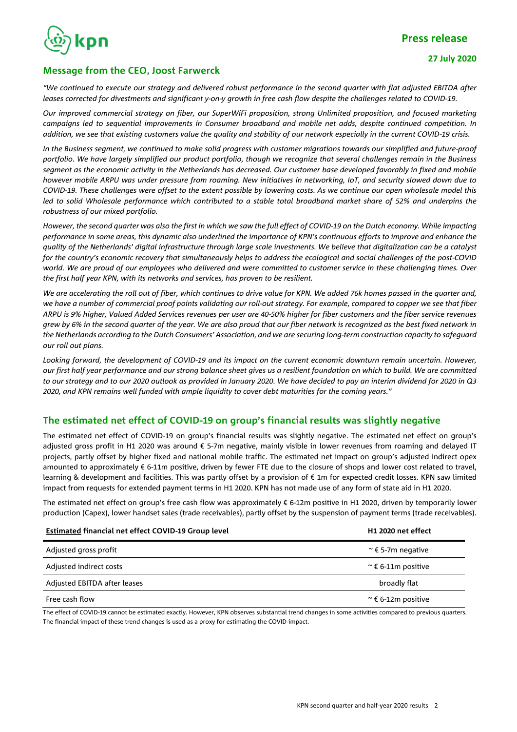**Press release**

**27 July 2020**

## Message from the CEO, Joost Farwerck

*"We continued to execute our strategy and delivered robust performance in the second quarter with flat adjusted EBITDA after leases corrected for divestments and significant y-on-y growth in free cash flow despite the challenges related to COVID-19.*

*Our improved commercial strategy on fiber, our SuperWiFi proposition, strong Unlimited proposition, and focused marketing campaigns led to sequential improvements in Consumer broadband and mobile net adds, despite continued competition. In addition, we see that existing customers value the quality and stability of our network especially in the current COVID-19 crisis.*

*In the Business segment, we continued to make solid progress with customer migrations towards our simplified and future-proof portfolio. We have largely simplified our product portfolio, though we recognize that several challenges remain in the Business segment as the economic activity in the Netherlands has decreased. Our customer base developed favorably in fixed and mobile however mobile ARPU was under pressure from roaming. New initiatives in networking, IoT, and security slowed down due to COVID-19. These challenges were offset to the extent possible by lowering costs. As we continue our open wholesale model this led to solid Wholesale performance which contributed to a stable total broadband market share of 52% and underpins the robustness of our mixed portfolio.*

*However, the second quarter was also the first in which we saw the full effect of COVID-19 on the Dutch economy. While impacting performance in some areas, this dynamic also underlined the importance of KPN's continuous efforts to improve and enhance the quality of the Netherlands' digital infrastructure through large scale investments. We believe that digitalization can be a catalyst for the country's economic recovery that simultaneously helps to address the ecological and social challenges of the post-COVID world. We are proud of our employees who delivered and were committed to customer service in these challenging times. Over the first half year KPN, with its networks and services, has proven to be resilient.*

*We are accelerating the roll out of fiber, which continues to drive value for KPN. We added 76k homes passed in the quarter and, we have a number of commercial proof points validating our roll-out strategy. For example, compared to copper we see that fiber ARPU is 9% higher, Valued Added Services revenues per user are 40-50% higher for fiber customers and the fiber service revenues grew by 6% in the second quarter of the year. We are also proud that our fiber network is recognized as the best fixed network in the Netherlands according to the Dutch Consumers' Association, and we are securing long-term construction capacity to safeguard our roll out plans.*

*Looking forward, the development of COVID-19 and its impact on the current economic downturn remain uncertain. However, our first half year performance and our strong balance sheet gives us a resilient foundation on which to build. We are committed to our strategy and to our 2020 outlook as provided in January 2020. We have decided to pay an interim dividend for 2020 in Q3 2020, and KPN remains well funded with ample liquidity to cover debt maturities for the coming years."*

## The estimated net effect of COVID-19 on group's financial results was slightly negative

The estimated net effect of COVID-19 on group's financial results was slightly negative. The estimated net effect on group's adjusted gross profit in H1 2020 was around € 5-7m negative, mainly visible in lower revenues from roaming and delayed IT projects, partly offset by higher fixed and national mobile traffic. The estimated net impact on group's adjusted indirect opex amounted to approximately € 6-11m positive, driven by fewer FTE due to the closure of shops and lower cost related to travel, learning & development and facilities. This was partly offset by a provision of € 1m for expected credit losses. KPN saw limited impact from requests for extended payment terms in H1 2020. KPN has not made use of any form of state aid in H1 2020.

The estimated net effect on group's free cash flow was approximately € 6-12m positive in H1 2020, driven by temporarily lower production (Capex), lower handset sales (trade receivables), partly offset by the suspension of payment terms (trade receivables).

| Estimated financial net effect COVID-19 Group level | H1 2020 net effect |
|---|---|
| Adjusted gross profit | ~ € 5-7m negative |
| Adjusted indirect costs | ~ € 6-11m positive |
| Adjusted EBITDA after leases | broadly flat |
| Free cash flow | ~ € 6-12m positive |

The effect of COVID-19 cannot be estimated exactly. However, KPN observes substantial trend changes in some activities compared to previous quarters. The financial impact of these trend changes is used as a proxy for estimating the COVID-impact.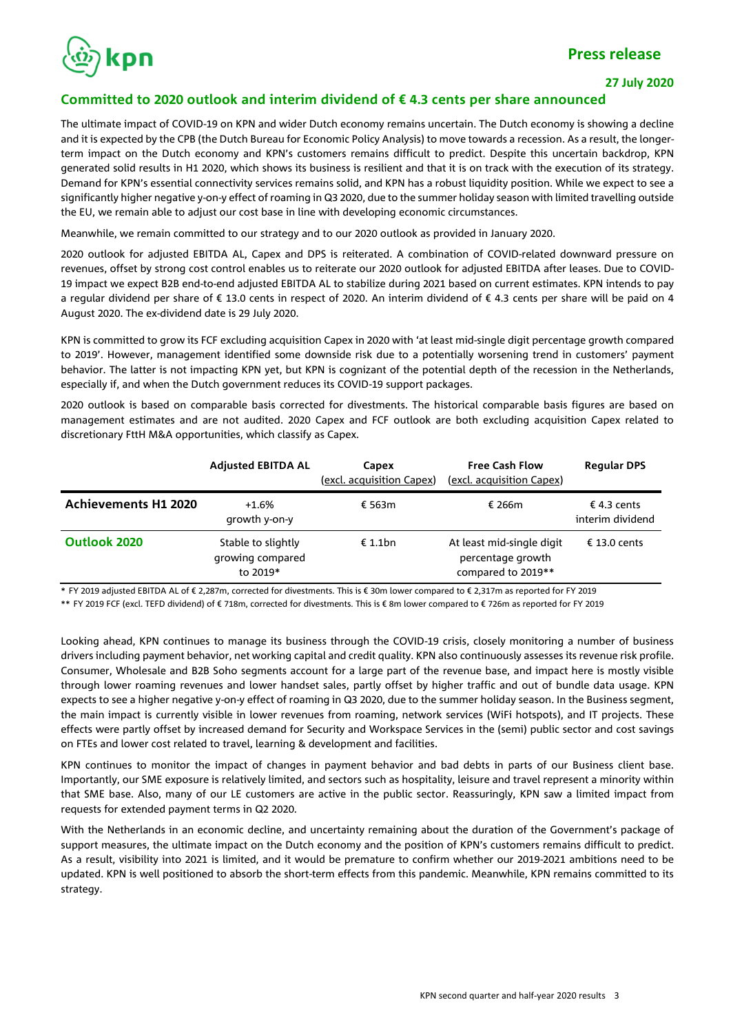## Committed to 2020 outlook and interim dividend of € 4.3 cents per share announced

The ultimate impact of COVID-19 on KPN and wider Dutch economy remains uncertain. The Dutch economy is showing a decline and it is expected by the CPB (the Dutch Bureau for Economic Policy Analysis) to move towards a recession. As a result, the longer-term impact on the Dutch economy and KPN's customers remains difficult to predict. Despite this uncertain backdrop, KPN generated solid results in H1 2020, which shows its business is resilient and that it is on track with the execution of its strategy. Demand for KPN's essential connectivity services remains solid, and KPN has a robust liquidity position. While we expect to see a significantly higher negative y-on-y effect of roaming in Q3 2020, due to the summer holiday season with limited travelling outside the EU, we remain able to adjust our cost base in line with developing economic circumstances.

Meanwhile, we remain committed to our strategy and to our 2020 outlook as provided in January 2020.

2020 outlook for adjusted EBITDA AL, Capex and DPS is reiterated. A combination of COVID-related downward pressure on revenues, offset by strong cost control enables us to reiterate our 2020 outlook for adjusted EBITDA after leases. Due to COVID-19 impact we expect B2B end-to-end adjusted EBITDA AL to stabilize during 2021 based on current estimates. KPN intends to pay a regular dividend per share of € 13.0 cents in respect of 2020. An interim dividend of € 4.3 cents per share will be paid on 4 August 2020. The ex-dividend date is 29 July 2020.

KPN is committed to grow its FCF excluding acquisition Capex in 2020 with 'at least mid-single digit percentage growth compared to 2019'. However, management identified some downside risk due to a potentially worsening trend in customers' payment behavior. The latter is not impacting KPN yet, but KPN is cognizant of the potential depth of the recession in the Netherlands, especially if, and when the Dutch government reduces its COVID-19 support packages.

2020 outlook is based on comparable basis corrected for divestments. The historical comparable basis figures are based on management estimates and are not audited. 2020 Capex and FCF outlook are both excluding acquisition Capex related to discretionary FttH M&A opportunities, which classify as Capex.

| | Adjusted EBITDA AL | Capex (excl. acquisition Capex) | Free Cash Flow (excl. acquisition Capex) | Regular DPS |
|---|---|---|---|---|
| **Achievements H1 2020** | +1.6% growth y-on-y | € 563m | € 266m | € 4.3 cents interim dividend |
| **Outlook 2020** | Stable to slightly growing compared to 2019* | € 1.1bn | At least mid-single digit percentage growth compared to 2019** | € 13.0 cents |

\* FY 2019 adjusted EBITDA AL of € 2,287m, corrected for divestments. This is € 30m lower compared to € 2,317m as reported for FY 2019

\** FY 2019 FCF (excl. TEFD dividend) of € 718m, corrected for divestments. This is € 8m lower compared to € 726m as reported for FY 2019

Looking ahead, KPN continues to manage its business through the COVID-19 crisis, closely monitoring a number of business drivers including payment behavior, net working capital and credit quality. KPN also continuously assesses its revenue risk profile. Consumer, Wholesale and B2B Soho segments account for a large part of the revenue base, and impact here is mostly visible through lower roaming revenues and lower handset sales, partly offset by higher traffic and out of bundle data usage. KPN expects to see a higher negative y-on-y effect of roaming in Q3 2020, due to the summer holiday season. In the Business segment, the main impact is currently visible in lower revenues from roaming, network services (WiFi hotspots), and IT projects. These effects were partly offset by increased demand for Security and Workspace Services in the (semi) public sector and cost savings on FTEs and lower cost related to travel, learning & development and facilities.

KPN continues to monitor the impact of changes in payment behavior and bad debts in parts of our Business client base. Importantly, our SME exposure is relatively limited, and sectors such as hospitality, leisure and travel represent a minority within that SME base. Also, many of our LE customers are active in the public sector. Reassuringly, KPN saw a limited impact from requests for extended payment terms in Q2 2020.

With the Netherlands in an economic decline, and uncertainty remaining about the duration of the Government's package of support measures, the ultimate impact on the Dutch economy and the position of KPN's customers remains difficult to predict. As a result, visibility into 2021 is limited, and it would be premature to confirm whether our 2019-2021 ambitions need to be updated. KPN is well positioned to absorb the short-term effects from this pandemic. Meanwhile, KPN remains committed to its strategy.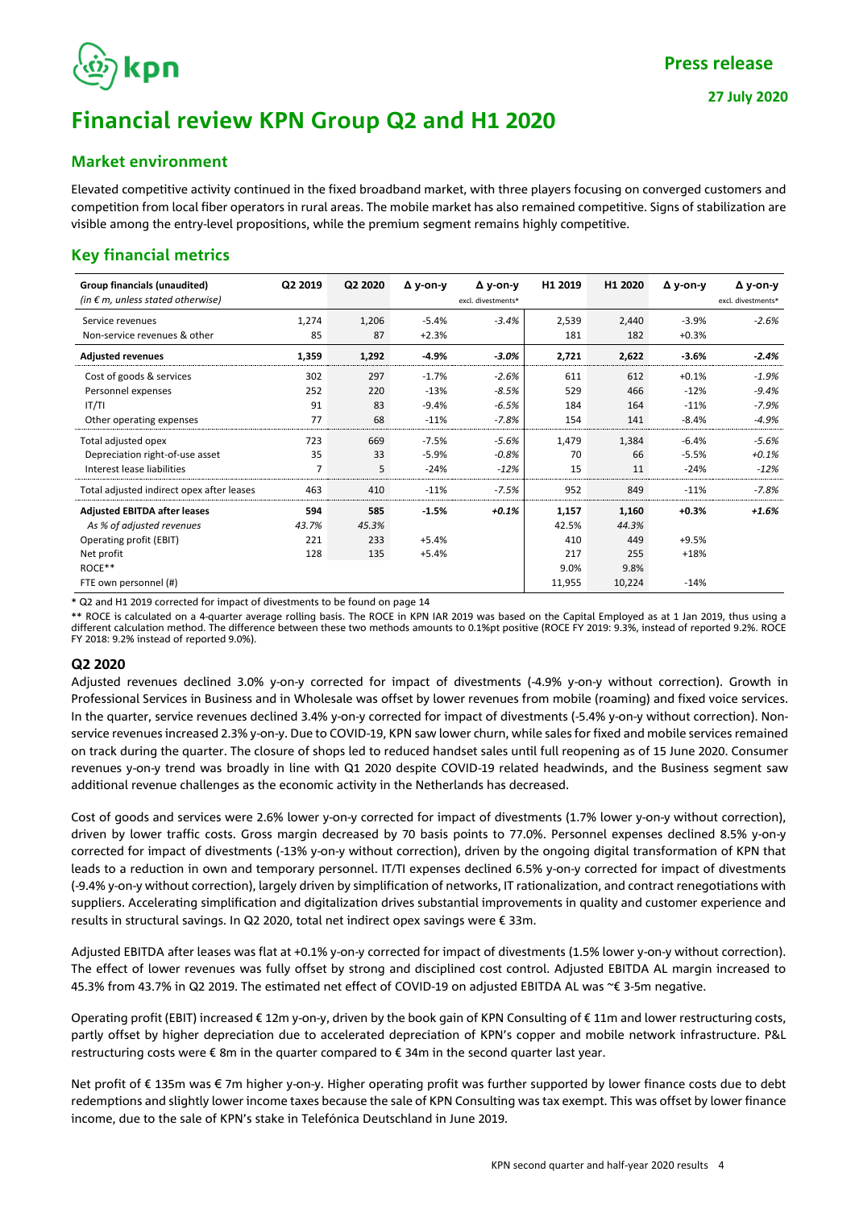Press release

27 July 2020

# Financial review KPN Group Q2 and H1 2020

## Market environment

Elevated competitive activity continued in the fixed broadband market, with three players focusing on converged customers and competition from local fiber operators in rural areas. The mobile market has also remained competitive. Signs of stabilization are visible among the entry-level propositions, while the premium segment remains highly competitive.

## Key financial metrics

| **Group financials (unaudited)** *(in € m, unless stated otherwise)* | Q2 2019 | Q2 2020 | Δ y-on-y | Δ y-on-y excl. divestments* | H1 2019 | H1 2020 | Δ y-on-y | Δ y-on-y excl. divestments* |
|---|---|---|---|---|---|---|---|---|
| Service revenues | 1,274 | 1,206 | -5.4% | *-3.4%* | 2,539 | 2,440 | -3.9% | *-2.6%* |
| Non-service revenues & other | 85 | 87 | +2.3% | | 181 | 182 | +0.3% | |
| **Adjusted revenues** | **1,359** | **1,292** | **-4.9%** | ***-3.0%*** | **2,721** | **2,622** | **-3.6%** | ***-2.4%*** |
| Cost of goods & services | 302 | 297 | -1.7% | *-2.6%* | 611 | 612 | +0.1% | *-1.9%* |
| Personnel expenses | 252 | 220 | -13% | *-8.5%* | 529 | 466 | -12% | *-9.4%* |
| IT/TI | 91 | 83 | -9.4% | *-6.5%* | 184 | 164 | -11% | *-7.9%* |
| Other operating expenses | 77 | 68 | -11% | *-7.8%* | 154 | 141 | -8.4% | *-4.9%* |
| Total adjusted opex | 723 | 669 | -7.5% | *-5.6%* | 1,479 | 1,384 | -6.4% | *-5.6%* |
| Depreciation right-of-use asset | 35 | 33 | -5.9% | *-0.8%* | 70 | 66 | -5.5% | *+0.1%* |
| Interest lease liabilities | 7 | 5 | -24% | *-12%* | 15 | 11 | -24% | *-12%* |
| Total adjusted indirect opex after leases | 463 | 410 | -11% | *-7.5%* | 952 | 849 | -11% | *-7.8%* |
| **Adjusted EBITDA after leases** | **594** | **585** | **-1.5%** | ***+0.1%*** | **1,157** | **1,160** | **+0.3%** | ***+1.6%*** |
| *As % of adjusted revenues* | *43.7%* | *45.3%* | | | 42.5% | 44.3% | | |
| Operating profit (EBIT) | 221 | 233 | +5.4% | | 410 | 449 | +9.5% | |
| Net profit | 128 | 135 | +5.4% | | 217 | 255 | +18% | |
| ROCE** | | | | | 9.0% | 9.8% | | |
| FTE own personnel (#) | | | | | 11,955 | 10,224 | -14% | |

\* Q2 and H1 2019 corrected for impact of divestments to be found on page 14

\*\* ROCE is calculated on a 4-quarter average rolling basis. The ROCE in KPN IAR 2019 was based on the Capital Employed as at 1 Jan 2019, thus using a different calculation method. The difference between these two methods amounts to 0.1%pt positive (ROCE FY 2019: 9.3%, instead of reported 9.2%. ROCE FY 2018: 9.2% instead of reported 9.0%).

### Q2 2020

Adjusted revenues declined 3.0% y-on-y corrected for impact of divestments (-4.9% y-on-y without correction). Growth in Professional Services in Business and in Wholesale was offset by lower revenues from mobile (roaming) and fixed voice services. In the quarter, service revenues declined 3.4% y-on-y corrected for impact of divestments (-5.4% y-on-y without correction). Non-service revenues increased 2.3% y-on-y. Due to COVID-19, KPN saw lower churn, while sales for fixed and mobile services remained on track during the quarter. The closure of shops led to reduced handset sales until full reopening as of 15 June 2020. Consumer revenues y-on-y trend was broadly in line with Q1 2020 despite COVID-19 related headwinds, and the Business segment saw additional revenue challenges as the economic activity in the Netherlands has decreased.

Cost of goods and services were 2.6% lower y-on-y corrected for impact of divestments (1.7% lower y-on-y without correction), driven by lower traffic costs. Gross margin decreased by 70 basis points to 77.0%. Personnel expenses declined 8.5% y-on-y corrected for impact of divestments (-13% y-on-y without correction), driven by the ongoing digital transformation of KPN that leads to a reduction in own and temporary personnel. IT/TI expenses declined 6.5% y-on-y corrected for impact of divestments (-9.4% y-on-y without correction), largely driven by simplification of networks, IT rationalization, and contract renegotiations with suppliers. Accelerating simplification and digitalization drives substantial improvements in quality and customer experience and results in structural savings. In Q2 2020, total net indirect opex savings were € 33m.

Adjusted EBITDA after leases was flat at +0.1% y-on-y corrected for impact of divestments (1.5% lower y-on-y without correction). The effect of lower revenues was fully offset by strong and disciplined cost control. Adjusted EBITDA AL margin increased to 45.3% from 43.7% in Q2 2019. The estimated net effect of COVID-19 on adjusted EBITDA AL was ~€ 3-5m negative.

Operating profit (EBIT) increased € 12m y-on-y, driven by the book gain of KPN Consulting of € 11m and lower restructuring costs, partly offset by higher depreciation due to accelerated depreciation of KPN's copper and mobile network infrastructure. P&L restructuring costs were € 8m in the quarter compared to € 34m in the second quarter last year.

Net profit of € 135m was € 7m higher y-on-y. Higher operating profit was further supported by lower finance costs due to debt redemptions and slightly lower income taxes because the sale of KPN Consulting was tax exempt. This was offset by lower finance income, due to the sale of KPN's stake in Telefónica Deutschland in June 2019.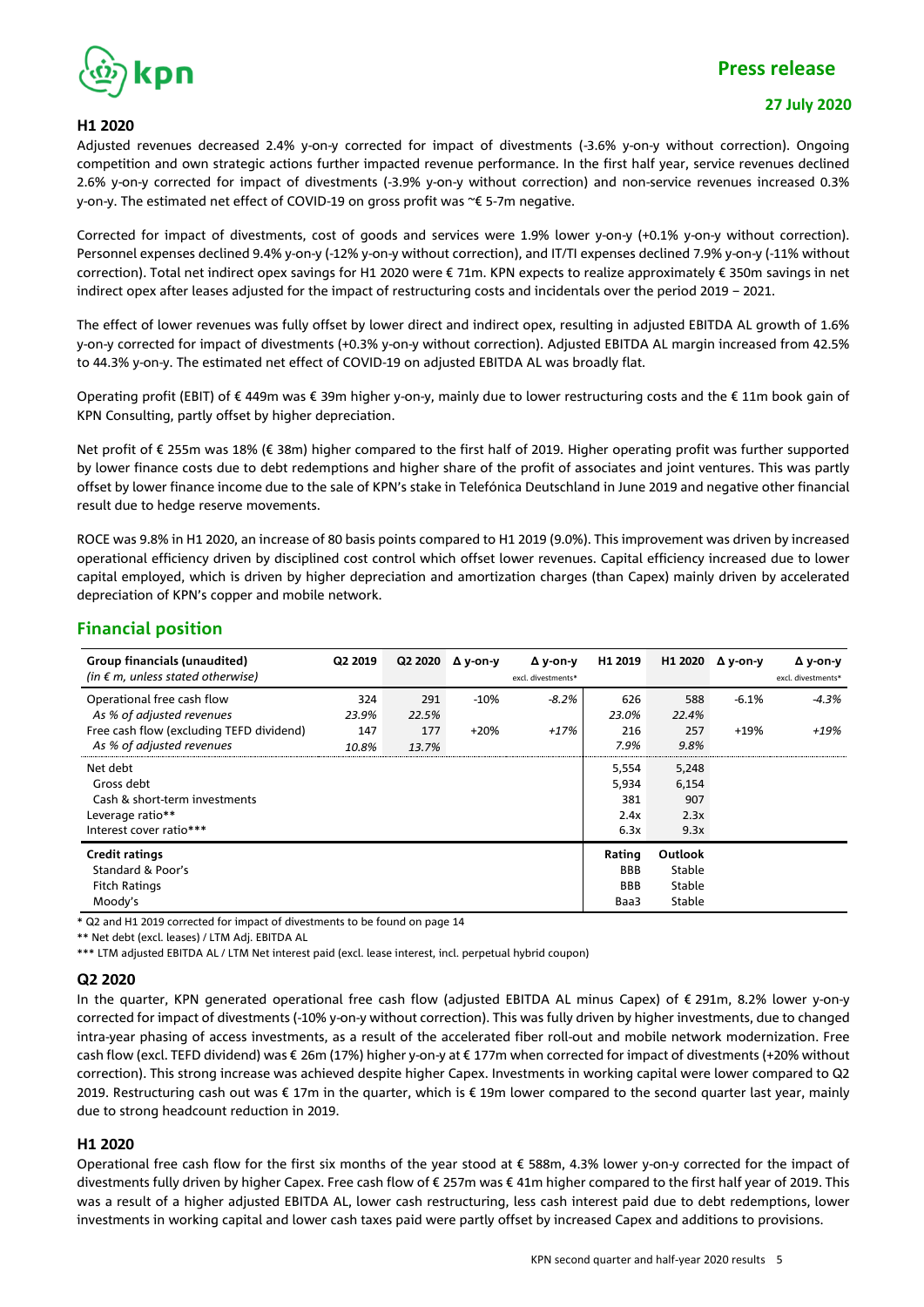### H1 2020

Adjusted revenues decreased 2.4% y-on-y corrected for impact of divestments (-3.6% y-on-y without correction). Ongoing competition and own strategic actions further impacted revenue performance. In the first half year, service revenues declined 2.6% y-on-y corrected for impact of divestments (-3.9% y-on-y without correction) and non-service revenues increased 0.3% y-on-y. The estimated net effect of COVID-19 on gross profit was ~€ 5-7m negative.

Corrected for impact of divestments, cost of goods and services were 1.9% lower y-on-y (+0.1% y-on-y without correction). Personnel expenses declined 9.4% y-on-y (-12% y-on-y without correction), and IT/TI expenses declined 7.9% y-on-y (-11% without correction). Total net indirect opex savings for H1 2020 were € 71m. KPN expects to realize approximately € 350m savings in net indirect opex after leases adjusted for the impact of restructuring costs and incidentals over the period 2019 – 2021.

The effect of lower revenues was fully offset by lower direct and indirect opex, resulting in adjusted EBITDA AL growth of 1.6% y-on-y corrected for impact of divestments (+0.3% y-on-y without correction). Adjusted EBITDA AL margin increased from 42.5% to 44.3% y-on-y. The estimated net effect of COVID-19 on adjusted EBITDA AL was broadly flat.

Operating profit (EBIT) of € 449m was € 39m higher y-on-y, mainly due to lower restructuring costs and the € 11m book gain of KPN Consulting, partly offset by higher depreciation.

Net profit of € 255m was 18% (€ 38m) higher compared to the first half of 2019. Higher operating profit was further supported by lower finance costs due to debt redemptions and higher share of the profit of associates and joint ventures. This was partly offset by lower finance income due to the sale of KPN's stake in Telefónica Deutschland in June 2019 and negative other financial result due to hedge reserve movements.

ROCE was 9.8% in H1 2020, an increase of 80 basis points compared to H1 2019 (9.0%). This improvement was driven by increased operational efficiency driven by disciplined cost control which offset lower revenues. Capital efficiency increased due to lower capital employed, which is driven by higher depreciation and amortization charges (than Capex) mainly driven by accelerated depreciation of KPN's copper and mobile network.

## Financial position

| Group financials (unaudited) *(in € m, unless stated otherwise)* | Q2 2019 | Q2 2020 | Δ y-on-y | Δ y-on-y excl. divestments* | H1 2019 | H1 2020 | Δ y-on-y | Δ y-on-y excl. divestments* |
|---|---|---|---|---|---|---|---|---|
| Operational free cash flow | 324 | 291 | -10% | *-8.2%* | 626 | 588 | -6.1% | *-4.3%* |
| *As % of adjusted revenues* | *23.9%* | *22.5%* | | | *23.0%* | *22.4%* | | |
| Free cash flow (excluding TEFD dividend) | 147 | 177 | +20% | *+17%* | 216 | 257 | +19% | *+19%* |
| *As % of adjusted revenues* | *10.8%* | *13.7%* | | | *7.9%* | *9.8%* | | |
| Net debt | | | | | 5,554 | 5,248 | | |
| Gross debt | | | | | 5,934 | 6,154 | | |
| Cash & short-term investments | | | | | 381 | 907 | | |
| Leverage ratio** | | | | | 2.4x | 2.3x | | |
| Interest cover ratio*** | | | | | 6.3x | 9.3x | | |
| **Credit ratings** | | | | | **Rating** | **Outlook** | | |
| Standard & Poor's | | | | | BBB | Stable | | |
| Fitch Ratings | | | | | BBB | Stable | | |
| Moody's | | | | | Baa3 | Stable | | |

\* Q2 and H1 2019 corrected for impact of divestments to be found on page 14

** Net debt (excl. leases) / LTM Adj. EBITDA AL

*** LTM adjusted EBITDA AL / LTM Net interest paid (excl. lease interest, incl. perpetual hybrid coupon)

### Q2 2020

In the quarter, KPN generated operational free cash flow (adjusted EBITDA AL minus Capex) of € 291m, 8.2% lower y-on-y corrected for impact of divestments (-10% y-on-y without correction). This was fully driven by higher investments, due to changed intra-year phasing of access investments, as a result of the accelerated fiber roll-out and mobile network modernization. Free cash flow (excl. TEFD dividend) was € 26m (17%) higher y-on-y at € 177m when corrected for impact of divestments (+20% without correction). This strong increase was achieved despite higher Capex. Investments in working capital were lower compared to Q2 2019. Restructuring cash out was € 17m in the quarter, which is € 19m lower compared to the second quarter last year, mainly due to strong headcount reduction in 2019.

### H1 2020

Operational free cash flow for the first six months of the year stood at € 588m, 4.3% lower y-on-y corrected for the impact of divestments fully driven by higher Capex. Free cash flow of € 257m was € 41m higher compared to the first half year of 2019. This was a result of a higher adjusted EBITDA AL, lower cash restructuring, less cash interest paid due to debt redemptions, lower investments in working capital and lower cash taxes paid were partly offset by increased Capex and additions to provisions.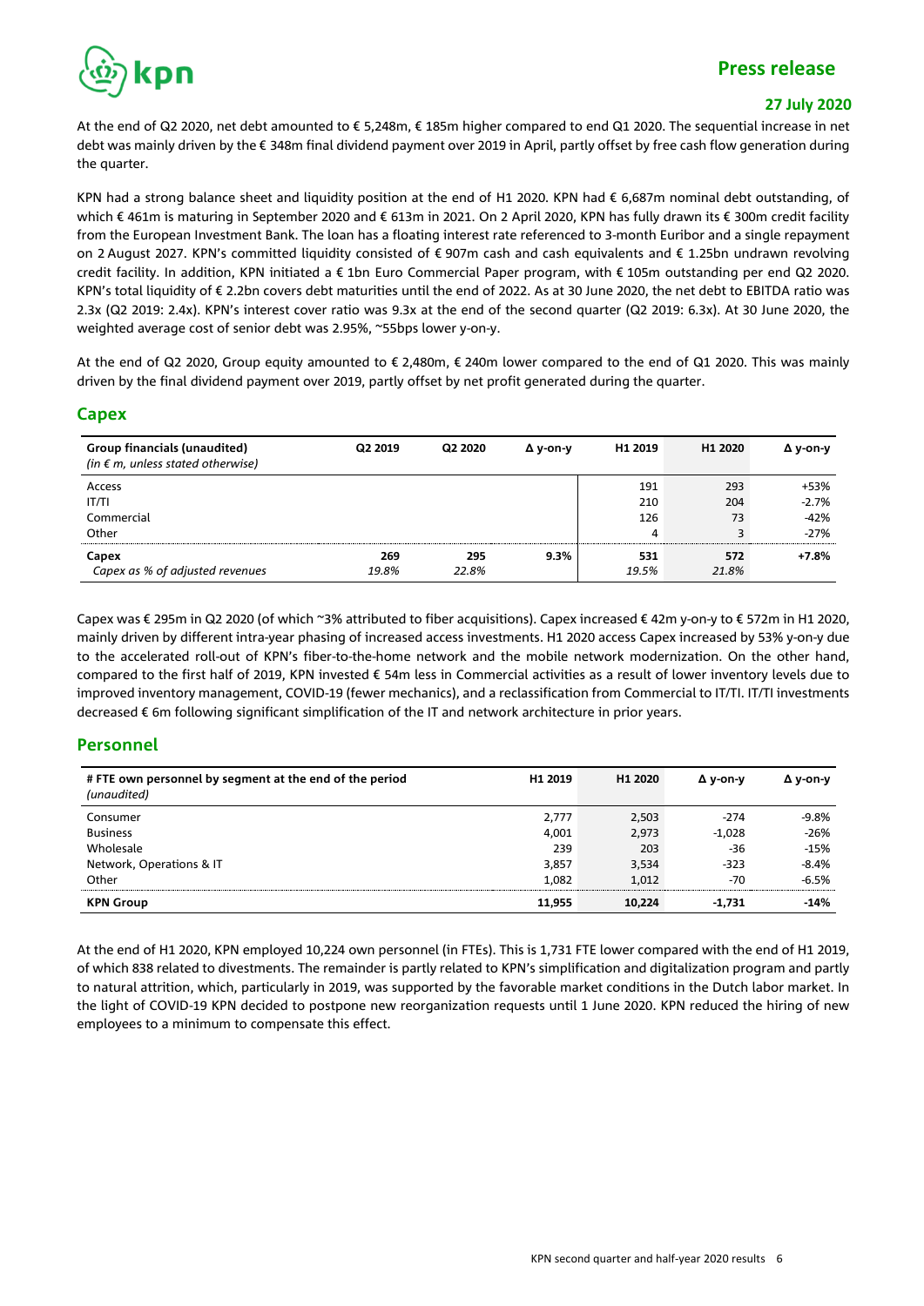At the end of Q2 2020, net debt amounted to € 5,248m, € 185m higher compared to end Q1 2020. The sequential increase in net debt was mainly driven by the € 348m final dividend payment over 2019 in April, partly offset by free cash flow generation during the quarter.

KPN had a strong balance sheet and liquidity position at the end of H1 2020. KPN had € 6,687m nominal debt outstanding, of which € 461m is maturing in September 2020 and € 613m in 2021. On 2 April 2020, KPN has fully drawn its € 300m credit facility from the European Investment Bank. The loan has a floating interest rate referenced to 3-month Euribor and a single repayment on 2 August 2027. KPN's committed liquidity consisted of € 907m cash and cash equivalents and € 1.25bn undrawn revolving credit facility. In addition, KPN initiated a € 1bn Euro Commercial Paper program, with € 105m outstanding per end Q2 2020. KPN's total liquidity of € 2.2bn covers debt maturities until the end of 2022. As at 30 June 2020, the net debt to EBITDA ratio was 2.3x (Q2 2019: 2.4x). KPN's interest cover ratio was 9.3x at the end of the second quarter (Q2 2019: 6.3x). At 30 June 2020, the weighted average cost of senior debt was 2.95%, ~55bps lower y-on-y.

At the end of Q2 2020, Group equity amounted to € 2,480m, € 240m lower compared to the end of Q1 2020. This was mainly driven by the final dividend payment over 2019, partly offset by net profit generated during the quarter.

## Capex

| **Group financials (unaudited)** *(in € m, unless stated otherwise)* | **Q2 2019** | **Q2 2020** | **Δ y-on-y** | **H1 2019** | **H1 2020** | **Δ y-on-y** |
|---|---|---|---|---|---|---|
| Access | | | | 191 | 293 | +53% |
| IT/TI | | | | 210 | 204 | -2.7% |
| Commercial | | | | 126 | 73 | -42% |
| Other | | | | 4 | 3 | -27% |
| **Capex** | **269** | **295** | **9.3%** | **531** | **572** | **+7.8%** |
| *Capex as % of adjusted revenues* | *19.8%* | *22.8%* | | *19.5%* | *21.8%* | |

Capex was € 295m in Q2 2020 (of which ~3% attributed to fiber acquisitions). Capex increased € 42m y-on-y to € 572m in H1 2020, mainly driven by different intra-year phasing of increased access investments. H1 2020 access Capex increased by 53% y-on-y due to the accelerated roll-out of KPN's fiber-to-the-home network and the mobile network modernization. On the other hand, compared to the first half of 2019, KPN invested € 54m less in Commercial activities as a result of lower inventory levels due to improved inventory management, COVID-19 (fewer mechanics), and a reclassification from Commercial to IT/TI. IT/TI investments decreased € 6m following significant simplification of the IT and network architecture in prior years.

## Personnel

| **# FTE own personnel by segment at the end of the period** *(unaudited)* | **H1 2019** | **H1 2020** | **Δ y-on-y** | **Δ y-on-y** |
|---|---|---|---|---|
| Consumer | 2,777 | 2,503 | -274 | -9.8% |
| Business | 4,001 | 2,973 | -1,028 | -26% |
| Wholesale | 239 | 203 | -36 | -15% |
| Network, Operations & IT | 3,857 | 3,534 | -323 | -8.4% |
| Other | 1,082 | 1,012 | -70 | -6.5% |
| **KPN Group** | **11,955** | **10,224** | **-1,731** | **-14%** |

At the end of H1 2020, KPN employed 10,224 own personnel (in FTEs). This is 1,731 FTE lower compared with the end of H1 2019, of which 838 related to divestments. The remainder is partly related to KPN's simplification and digitalization program and partly to natural attrition, which, particularly in 2019, was supported by the favorable market conditions in the Dutch labor market. In the light of COVID-19 KPN decided to postpone new reorganization requests until 1 June 2020. KPN reduced the hiring of new employees to a minimum to compensate this effect.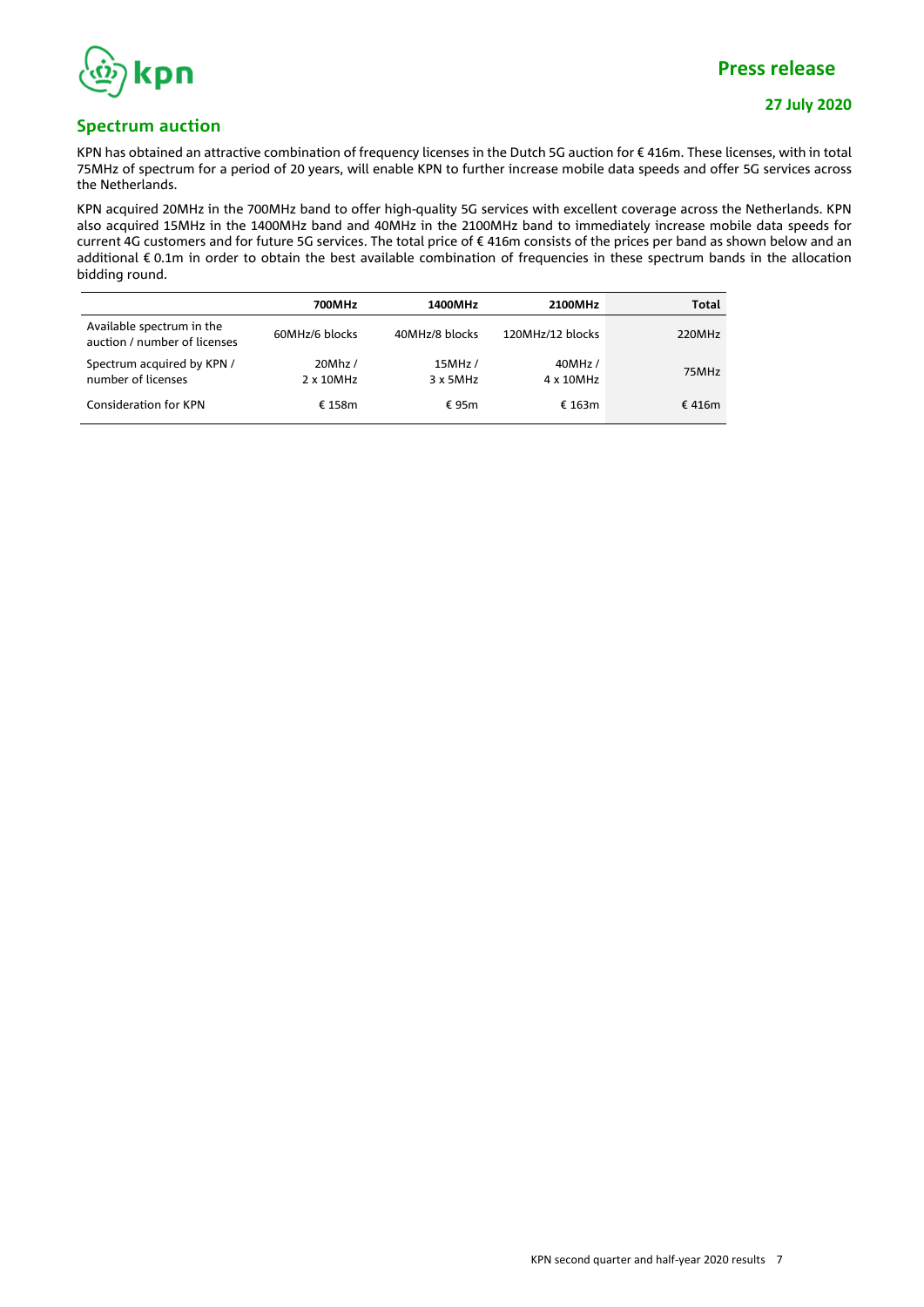## Spectrum auction

KPN has obtained an attractive combination of frequency licenses in the Dutch 5G auction for € 416m. These licenses, with in total 75MHz of spectrum for a period of 20 years, will enable KPN to further increase mobile data speeds and offer 5G services across the Netherlands.

KPN acquired 20MHz in the 700MHz band to offer high-quality 5G services with excellent coverage across the Netherlands. KPN also acquired 15MHz in the 1400MHz band and 40MHz in the 2100MHz band to immediately increase mobile data speeds for current 4G customers and for future 5G services. The total price of € 416m consists of the prices per band as shown below and an additional € 0.1m in order to obtain the best available combination of frequencies in these spectrum bands in the allocation bidding round.

| | 700MHz | 1400MHz | 2100MHz | Total |
|---|---|---|---|---|
| Available spectrum in the auction / number of licenses | 60MHz/6 blocks | 40MHz/8 blocks | 120MHz/12 blocks | 220MHz |
| Spectrum acquired by KPN / number of licenses | 20Mhz / 2 x 10MHz | 15MHz / 3 x 5MHz | 40MHz / 4 x 10MHz | 75MHz |
| Consideration for KPN | € 158m | € 95m | € 163m | € 416m |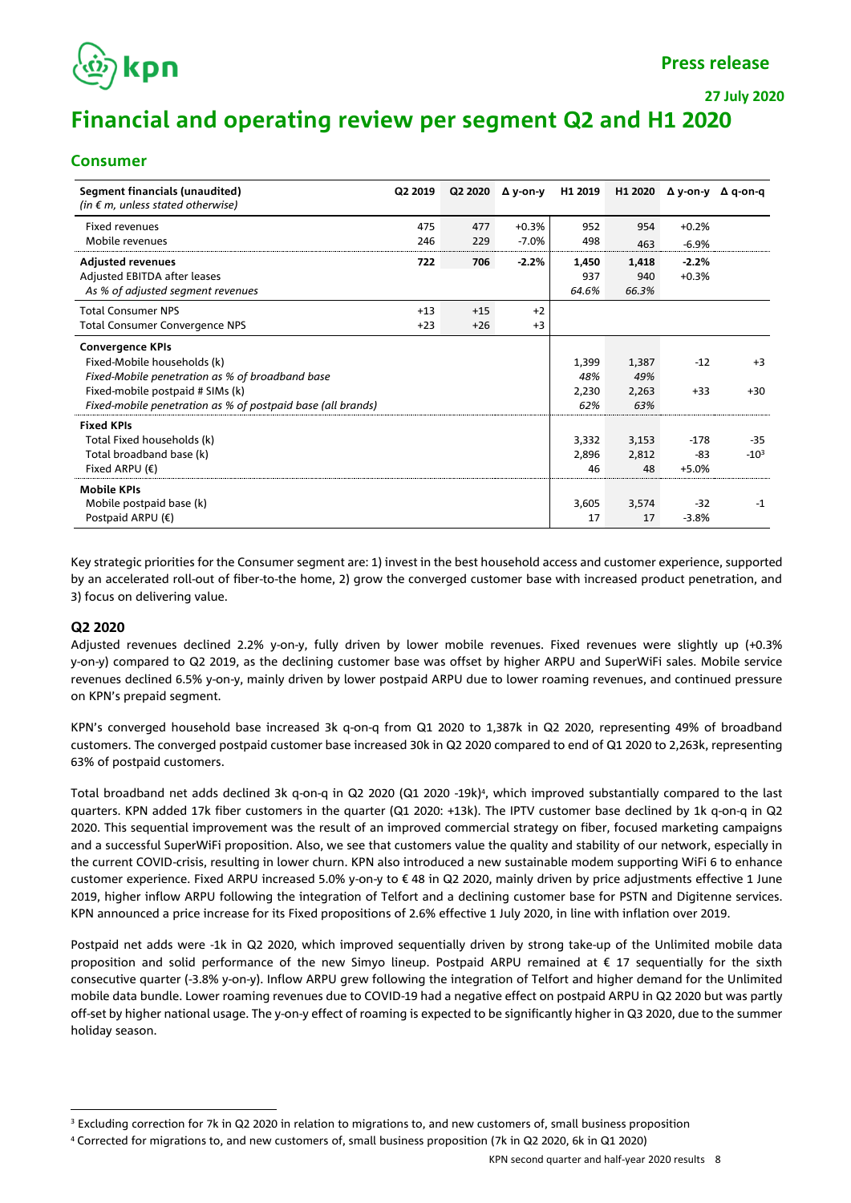Press release

27 July 2020

# Financial and operating review per segment Q2 and H1 2020

## Consumer

| Segment financials (unaudited) *(in € m, unless stated otherwise)* | Q2 2019 | Q2 2020 | Δ y-on-y | H1 2019 | H1 2020 | Δ y-on-y | Δ q-on-q |
|---|---|---|---|---|---|---|---|
| Fixed revenues | 475 | 477 | +0.3% | 952 | 954 | +0.2% | |
| Mobile revenues | 246 | 229 | -7.0% | 498 | 463 | -6.9% | |
| **Adjusted revenues** | **722** | **706** | **-2.2%** | **1,450** | **1,418** | **-2.2%** | |
| Adjusted EBITDA after leases | | | | 937 | 940 | +0.3% | |
| *As % of adjusted segment revenues* | | | | *64.6%* | *66.3%* | | |
| Total Consumer NPS | +13 | +15 | +2 | | | | |
| Total Consumer Convergence NPS | +23 | +26 | +3 | | | | |
| **Convergence KPIs** | | | | | | | |
| Fixed-Mobile households (k) | | | | 1,399 | 1,387 | -12 | +3 |
| *Fixed-Mobile penetration as % of broadband base* | | | | *48%* | *49%* | | |
| Fixed-mobile postpaid # SIMs (k) | | | | 2,230 | 2,263 | +33 | +30 |
| *Fixed-mobile penetration as % of postpaid base (all brands)* | | | | *62%* | *63%* | | |
| **Fixed KPIs** | | | | | | | |
| Total Fixed households (k) | | | | 3,332 | 3,153 | -178 | -35 |
| Total broadband base (k) | | | | 2,896 | 2,812 | -83 | -10[3] |
| Fixed ARPU (€) | | | | 46 | 48 | +5.0% | |
| **Mobile KPIs** | | | | | | | |
| Mobile postpaid base (k) | | | | 3,605 | 3,574 | -32 | -1 |
| Postpaid ARPU (€) | | | | 17 | 17 | -3.8% | |

Key strategic priorities for the Consumer segment are: 1) invest in the best household access and customer experience, supported by an accelerated roll-out of fiber-to-the home, 2) grow the converged customer base with increased product penetration, and 3) focus on delivering value.

### Q2 2020

Adjusted revenues declined 2.2% y-on-y, fully driven by lower mobile revenues. Fixed revenues were slightly up (+0.3% y-on-y) compared to Q2 2019, as the declining customer base was offset by higher ARPU and SuperWiFi sales. Mobile service revenues declined 6.5% y-on-y, mainly driven by lower postpaid ARPU due to lower roaming revenues, and continued pressure on KPN's prepaid segment.

KPN's converged household base increased 3k q-on-q from Q1 2020 to 1,387k in Q2 2020, representing 49% of broadband customers. The converged postpaid customer base increased 30k in Q2 2020 compared to end of Q1 2020 to 2,263k, representing 63% of postpaid customers.

Total broadband net adds declined 3k q-on-q in Q2 2020 (Q1 2020 -19k)[4], which improved substantially compared to the last quarters. KPN added 17k fiber customers in the quarter (Q1 2020: +13k). The IPTV customer base declined by 1k q-on-q in Q2 2020. This sequential improvement was the result of an improved commercial strategy on fiber, focused marketing campaigns and a successful SuperWiFi proposition. Also, we see that customers value the quality and stability of our network, especially in the current COVID-crisis, resulting in lower churn. KPN also introduced a new sustainable modem supporting WiFi 6 to enhance customer experience. Fixed ARPU increased 5.0% y-on-y to € 48 in Q2 2020, mainly driven by price adjustments effective 1 June 2019, higher inflow ARPU following the integration of Telfort and a declining customer base for PSTN and Digitenne services. KPN announced a price increase for its Fixed propositions of 2.6% effective 1 July 2020, in line with inflation over 2019.

Postpaid net adds were -1k in Q2 2020, which improved sequentially driven by strong take-up of the Unlimited mobile data proposition and solid performance of the new Simyo lineup. Postpaid ARPU remained at € 17 sequentially for the sixth consecutive quarter (-3.8% y-on-y). Inflow ARPU grew following the integration of Telfort and higher demand for the Unlimited mobile data bundle. Lower roaming revenues due to COVID-19 had a negative effect on postpaid ARPU in Q2 2020 but was partly off-set by higher national usage. The y-on-y effect of roaming is expected to be significantly higher in Q3 2020, due to the summer holiday season.

[3] Excluding correction for 7k in Q2 2020 in relation to migrations to, and new customers of, small business proposition

[4] Corrected for migrations to, and new customers of, small business proposition (7k in Q2 2020, 6k in Q1 2020)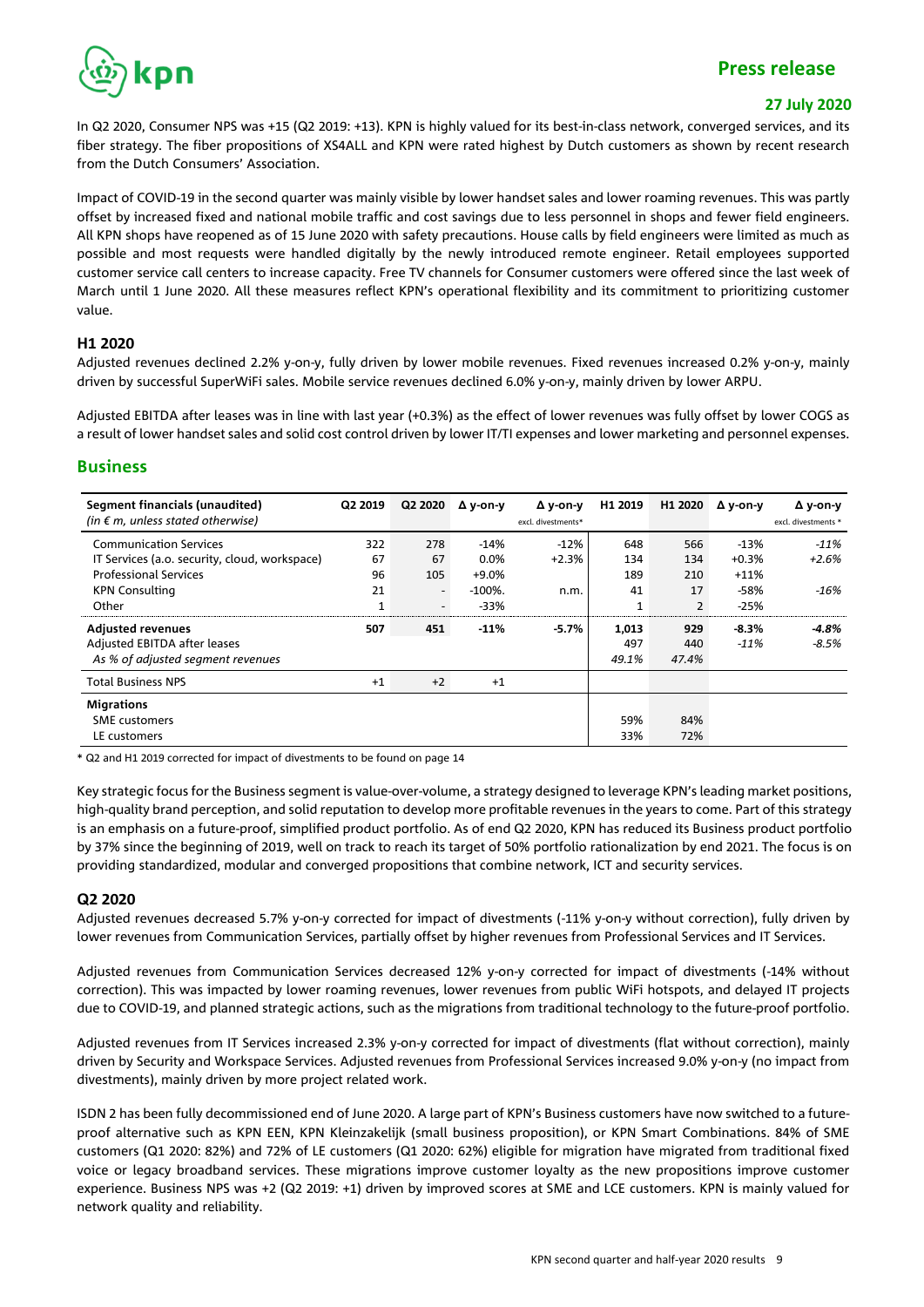In Q2 2020, Consumer NPS was +15 (Q2 2019: +13). KPN is highly valued for its best-in-class network, converged services, and its fiber strategy. The fiber propositions of XS4ALL and KPN were rated highest by Dutch customers as shown by recent research from the Dutch Consumers' Association.

Impact of COVID-19 in the second quarter was mainly visible by lower handset sales and lower roaming revenues. This was partly offset by increased fixed and national mobile traffic and cost savings due to less personnel in shops and fewer field engineers. All KPN shops have reopened as of 15 June 2020 with safety precautions. House calls by field engineers were limited as much as possible and most requests were handled digitally by the newly introduced remote engineer. Retail employees supported customer service call centers to increase capacity. Free TV channels for Consumer customers were offered since the last week of March until 1 June 2020. All these measures reflect KPN's operational flexibility and its commitment to prioritizing customer value.

### H1 2020

Adjusted revenues declined 2.2% y-on-y, fully driven by lower mobile revenues. Fixed revenues increased 0.2% y-on-y, mainly driven by successful SuperWiFi sales. Mobile service revenues declined 6.0% y-on-y, mainly driven by lower ARPU.

Adjusted EBITDA after leases was in line with last year (+0.3%) as the effect of lower revenues was fully offset by lower COGS as a result of lower handset sales and solid cost control driven by lower IT/TI expenses and lower marketing and personnel expenses.

## Business

| **Segment financials (unaudited)** *(in € m, unless stated otherwise)* | Q2 2019 | Q2 2020 | Δ y-on-y | Δ y-on-y excl. divestments* | H1 2019 | H1 2020 | Δ y-on-y | Δ y-on-y excl. divestments * |
|---|---|---|---|---|---|---|---|---|
| Communication Services | 322 | 278 | -14% | -12% | 648 | 566 | -13% | *-11%* |
| IT Services (a.o. security, cloud, workspace) | 67 | 67 | 0.0% | +2.3% | 134 | 134 | +0.3% | *+2.6%* |
| Professional Services | 96 | 105 | +9.0% | | 189 | 210 | +11% | |
| KPN Consulting | 21 | - | -100%. | n.m. | 41 | 17 | -58% | *-16%* |
| Other | 1 | - | -33% | | 1 | 2 | -25% | |
| **Adjusted revenues** | **507** | **451** | **-11%** | **-5.7%** | **1,013** | **929** | ***-8.3%*** | ***-4.8%*** |
| Adjusted EBITDA after leases | | | | | 497 | 440 | *-11%* | *-8.5%* |
| *As % of adjusted segment revenues* | | | | | *49.1%* | *47.4%* | | |
| Total Business NPS | +1 | +2 | +1 | | | | | |
| **Migrations** | | | | | | | | |
| SME customers | | | | | 59% | 84% | | |
| LE customers | | | | | 33% | 72% | | |

\* Q2 and H1 2019 corrected for impact of divestments to be found on page 14

Key strategic focus for the Business segment is value-over-volume, a strategy designed to leverage KPN's leading market positions, high-quality brand perception, and solid reputation to develop more profitable revenues in the years to come. Part of this strategy is an emphasis on a future-proof, simplified product portfolio. As of end Q2 2020, KPN has reduced its Business product portfolio by 37% since the beginning of 2019, well on track to reach its target of 50% portfolio rationalization by end 2021. The focus is on providing standardized, modular and converged propositions that combine network, ICT and security services.

### Q2 2020

Adjusted revenues decreased 5.7% y-on-y corrected for impact of divestments (-11% y-on-y without correction), fully driven by lower revenues from Communication Services, partially offset by higher revenues from Professional Services and IT Services.

Adjusted revenues from Communication Services decreased 12% y-on-y corrected for impact of divestments (-14% without correction). This was impacted by lower roaming revenues, lower revenues from public WiFi hotspots, and delayed IT projects due to COVID-19, and planned strategic actions, such as the migrations from traditional technology to the future-proof portfolio.

Adjusted revenues from IT Services increased 2.3% y-on-y corrected for impact of divestments (flat without correction), mainly driven by Security and Workspace Services. Adjusted revenues from Professional Services increased 9.0% y-on-y (no impact from divestments), mainly driven by more project related work.

ISDN 2 has been fully decommissioned end of June 2020. A large part of KPN's Business customers have now switched to a future-proof alternative such as KPN EEN, KPN Kleinzakelijk (small business proposition), or KPN Smart Combinations. 84% of SME customers (Q1 2020: 82%) and 72% of LE customers (Q1 2020: 62%) eligible for migration have migrated from traditional fixed voice or legacy broadband services. These migrations improve customer loyalty as the new propositions improve customer experience. Business NPS was +2 (Q2 2019: +1) driven by improved scores at SME and LCE customers. KPN is mainly valued for network quality and reliability.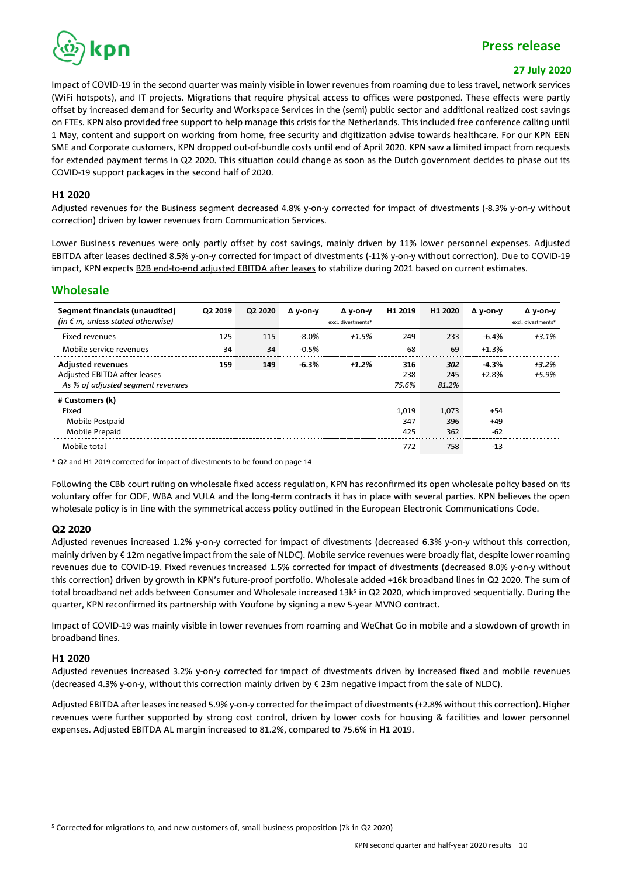Impact of COVID-19 in the second quarter was mainly visible in lower revenues from roaming due to less travel, network services (WiFi hotspots), and IT projects. Migrations that require physical access to offices were postponed. These effects were partly offset by increased demand for Security and Workspace Services in the (semi) public sector and additional realized cost savings on FTEs. KPN also provided free support to help manage this crisis for the Netherlands. This included free conference calling until 1 May, content and support on working from home, free security and digitization advise towards healthcare. For our KPN EEN SME and Corporate customers, KPN dropped out-of-bundle costs until end of April 2020. KPN saw a limited impact from requests for extended payment terms in Q2 2020. This situation could change as soon as the Dutch government decides to phase out its COVID-19 support packages in the second half of 2020.

### H1 2020

Adjusted revenues for the Business segment decreased 4.8% y-on-y corrected for impact of divestments (-8.3% y-on-y without correction) driven by lower revenues from Communication Services.

Lower Business revenues were only partly offset by cost savings, mainly driven by 11% lower personnel expenses. Adjusted EBITDA after leases declined 8.5% y-on-y corrected for impact of divestments (-11% y-on-y without correction). Due to COVID-19 impact, KPN expects B2B end-to-end adjusted EBITDA after leases to stabilize during 2021 based on current estimates.

## Wholesale

| Segment financials (unaudited) *(in € m, unless stated otherwise)* | Q2 2019 | Q2 2020 | Δ y-on-y | Δ y-on-y excl. divestments* | H1 2019 | H1 2020 | Δ y-on-y | Δ y-on-y excl. divestments* |
|---|---|---|---|---|---|---|---|---|
| Fixed revenues | 125 | 115 | -8.0% | *+1.5%* | 249 | 233 | -6.4% | *+3.1%* |
| Mobile service revenues | 34 | 34 | -0.5% | | 68 | 69 | +1.3% | |
| **Adjusted revenues** | **159** | **149** | **-6.3%** | ***+1.2%*** | **316** | ***302*** | **-4.3%** | ***+3.2%*** |
| Adjusted EBITDA after leases | | | | | 238 | 245 | +2.8% | *+5.9%* |
| *As % of adjusted segment revenues* | | | | | *75.6%* | *81.2%* | | |
| **# Customers (k)** | | | | | | | | |
| Fixed | | | | | 1,019 | 1,073 | +54 | |
| Mobile Postpaid | | | | | 347 | 396 | +49 | |
| Mobile Prepaid | | | | | 425 | 362 | -62 | |
| Mobile total | | | | | 772 | 758 | -13 | |

\* Q2 and H1 2019 corrected for impact of divestments to be found on page 14

Following the CBb court ruling on wholesale fixed access regulation, KPN has reconfirmed its open wholesale policy based on its voluntary offer for ODF, WBA and VULA and the long-term contracts it has in place with several parties. KPN believes the open wholesale policy is in line with the symmetrical access policy outlined in the European Electronic Communications Code.

### Q2 2020

Adjusted revenues increased 1.2% y-on-y corrected for impact of divestments (decreased 6.3% y-on-y without this correction, mainly driven by € 12m negative impact from the sale of NLDC). Mobile service revenues were broadly flat, despite lower roaming revenues due to COVID-19. Fixed revenues increased 1.5% corrected for impact of divestments (decreased 8.0% y-on-y without this correction) driven by growth in KPN's future-proof portfolio. Wholesale added +16k broadband lines in Q2 2020. The sum of total broadband net adds between Consumer and Wholesale increased 13k[5] in Q2 2020, which improved sequentially. During the quarter, KPN reconfirmed its partnership with Youfone by signing a new 5-year MVNO contract.

Impact of COVID-19 was mainly visible in lower revenues from roaming and WeChat Go in mobile and a slowdown of growth in broadband lines.

### H1 2020

Adjusted revenues increased 3.2% y-on-y corrected for impact of divestments driven by increased fixed and mobile revenues (decreased 4.3% y-on-y, without this correction mainly driven by € 23m negative impact from the sale of NLDC).

Adjusted EBITDA after leases increased 5.9% y-on-y corrected for the impact of divestments (+2.8% without this correction). Higher revenues were further supported by strong cost control, driven by lower costs for housing & facilities and lower personnel expenses. Adjusted EBITDA AL margin increased to 81.2%, compared to 75.6% in H1 2019.

[5] Corrected for migrations to, and new customers of, small business proposition (7k in Q2 2020)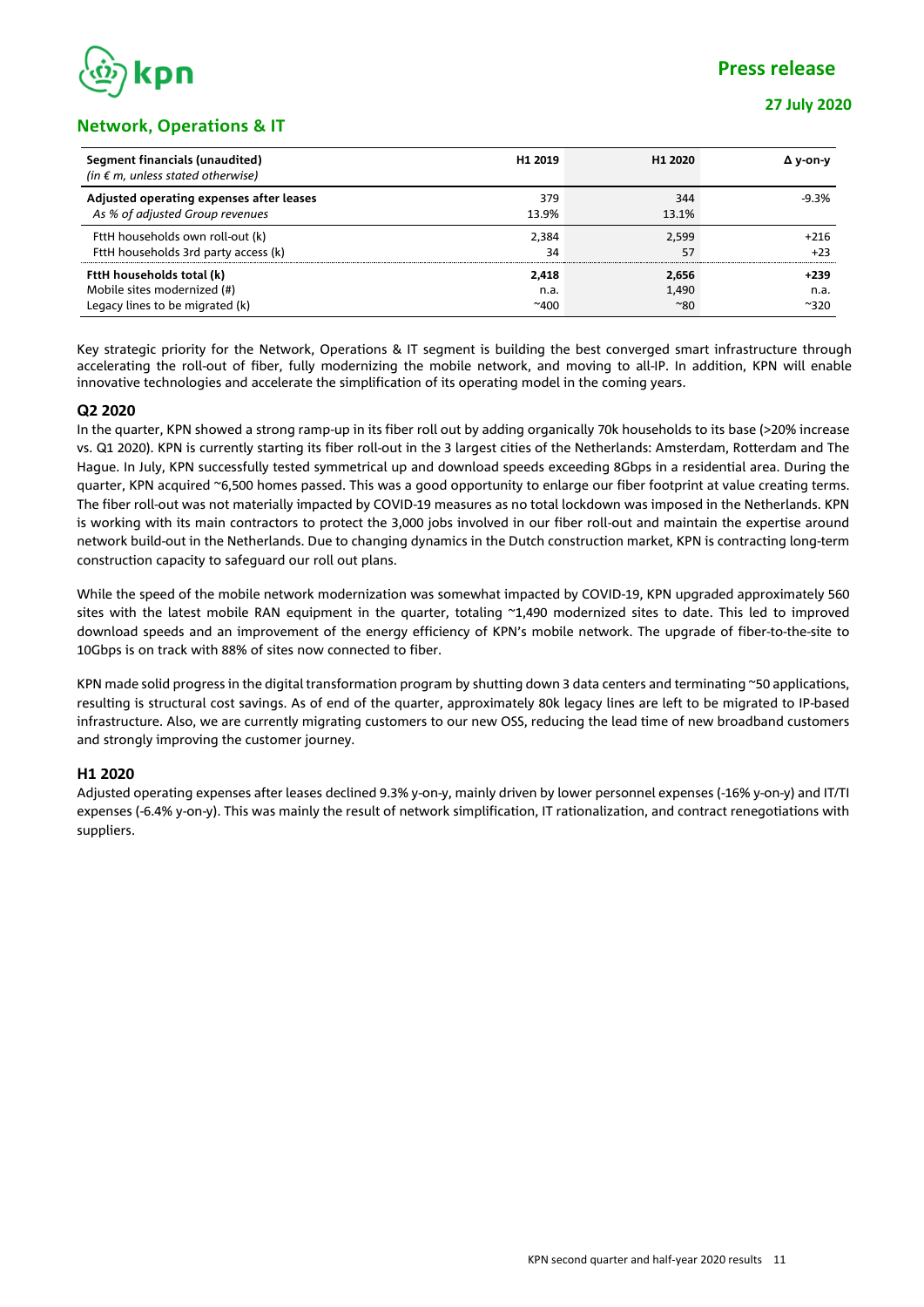## Network, Operations & IT

| Segment financials (unaudited)<br>*(in € m, unless stated otherwise)* | H1 2019 | H1 2020 | Δ y-on-y |
|---|---|---|---|
| **Adjusted operating expenses after leases** | 379 | 344 | -9.3% |
| *As % of adjusted Group revenues* | 13.9% | 13.1% | |
| FttH households own roll-out (k) | 2,384 | 2,599 | +216 |
| FttH households 3rd party access (k) | 34 | 57 | +23 |
| **FttH households total (k)** | **2,418** | **2,656** | **+239** |
| Mobile sites modernized (#) | n.a. | 1,490 | n.a. |
| Legacy lines to be migrated (k) | ~400 | ~80 | ~320 |

Key strategic priority for the Network, Operations & IT segment is building the best converged smart infrastructure through accelerating the roll-out of fiber, fully modernizing the mobile network, and moving to all-IP. In addition, KPN will enable innovative technologies and accelerate the simplification of its operating model in the coming years.

### Q2 2020

In the quarter, KPN showed a strong ramp-up in its fiber roll out by adding organically 70k households to its base (>20% increase vs. Q1 2020). KPN is currently starting its fiber roll-out in the 3 largest cities of the Netherlands: Amsterdam, Rotterdam and The Hague. In July, KPN successfully tested symmetrical up and download speeds exceeding 8Gbps in a residential area. During the quarter, KPN acquired ~6,500 homes passed. This was a good opportunity to enlarge our fiber footprint at value creating terms. The fiber roll-out was not materially impacted by COVID-19 measures as no total lockdown was imposed in the Netherlands. KPN is working with its main contractors to protect the 3,000 jobs involved in our fiber roll-out and maintain the expertise around network build-out in the Netherlands. Due to changing dynamics in the Dutch construction market, KPN is contracting long-term construction capacity to safeguard our roll out plans.

While the speed of the mobile network modernization was somewhat impacted by COVID-19, KPN upgraded approximately 560 sites with the latest mobile RAN equipment in the quarter, totaling ~1,490 modernized sites to date. This led to improved download speeds and an improvement of the energy efficiency of KPN's mobile network. The upgrade of fiber-to-the-site to 10Gbps is on track with 88% of sites now connected to fiber.

KPN made solid progress in the digital transformation program by shutting down 3 data centers and terminating ~50 applications, resulting is structural cost savings. As of end of the quarter, approximately 80k legacy lines are left to be migrated to IP-based infrastructure. Also, we are currently migrating customers to our new OSS, reducing the lead time of new broadband customers and strongly improving the customer journey.

### H1 2020

Adjusted operating expenses after leases declined 9.3% y-on-y, mainly driven by lower personnel expenses (-16% y-on-y) and IT/TI expenses (-6.4% y-on-y). This was mainly the result of network simplification, IT rationalization, and contract renegotiations with suppliers.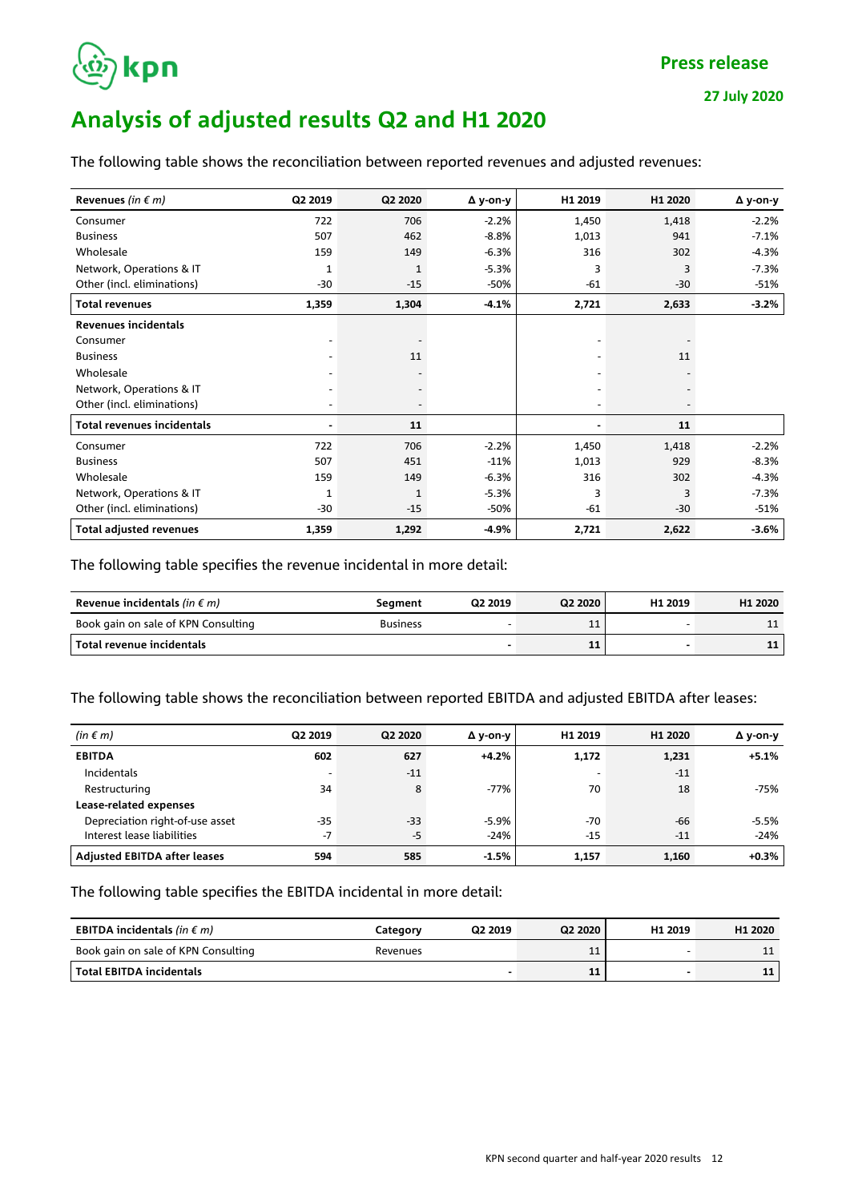# Analysis of adjusted results Q2 and H1 2020

The following table shows the reconciliation between reported revenues and adjusted revenues:

| **Revenues** *(in € m)* | Q2 2019 | Q2 2020 | Δ y-on-y | H1 2019 | H1 2020 | Δ y-on-y |
|---|---|---|---|---|---|---|
| Consumer | 722 | 706 | -2.2% | 1,450 | 1,418 | -2.2% |
| Business | 507 | 462 | -8.8% | 1,013 | 941 | -7.1% |
| Wholesale | 159 | 149 | -6.3% | 316 | 302 | -4.3% |
| Network, Operations & IT | 1 | 1 | -5.3% | 3 | 3 | -7.3% |
| Other (incl. eliminations) | -30 | -15 | -50% | -61 | -30 | -51% |
| **Total revenues** | **1,359** | **1,304** | **-4.1%** | **2,721** | **2,633** | **-3.2%** |
| **Revenues incidentals** | | | | | | |
| Consumer | - | - | | - | - | |
| Business | - | 11 | | - | 11 | |
| Wholesale | - | - | | - | - | |
| Network, Operations & IT | - | - | | - | - | |
| Other (incl. eliminations) | - | - | | - | - | |
| **Total revenues incidentals** | **-** | **11** | | **-** | **11** | |
| Consumer | 722 | 706 | -2.2% | 1,450 | 1,418 | -2.2% |
| Business | 507 | 451 | -11% | 1,013 | 929 | -8.3% |
| Wholesale | 159 | 149 | -6.3% | 316 | 302 | -4.3% |
| Network, Operations & IT | 1 | 1 | -5.3% | 3 | 3 | -7.3% |
| Other (incl. eliminations) | -30 | -15 | -50% | -61 | -30 | -51% |
| **Total adjusted revenues** | **1,359** | **1,292** | **-4.9%** | **2,721** | **2,622** | **-3.6%** |

The following table specifies the revenue incidental in more detail:

| **Revenue incidentals** *(in € m)* | Segment | Q2 2019 | Q2 2020 | H1 2019 | H1 2020 |
|---|---|---|---|---|---|
| Book gain on sale of KPN Consulting | Business | - | 11 | - | 11 |
| **Total revenue incidentals** | | **-** | **11** | **-** | **11** |

The following table shows the reconciliation between reported EBITDA and adjusted EBITDA after leases:

| *(in € m)* | Q2 2019 | Q2 2020 | Δ y-on-y | H1 2019 | H1 2020 | Δ y-on-y |
|---|---|---|---|---|---|---|
| **EBITDA** | **602** | **627** | **+4.2%** | **1,172** | **1,231** | **+5.1%** |
| Incidentals | - | -11 | | - | -11 | |
| Restructuring | 34 | 8 | -77% | 70 | 18 | -75% |
| **Lease-related expenses** | | | | | | |
| Depreciation right-of-use asset | -35 | -33 | -5.9% | -70 | -66 | -5.5% |
| Interest lease liabilities | -7 | -5 | -24% | -15 | -11 | -24% |
| **Adjusted EBITDA after leases** | **594** | **585** | **-1.5%** | **1,157** | **1,160** | **+0.3%** |

The following table specifies the EBITDA incidental in more detail:

| **EBITDA incidentals** *(in € m)* | Category | Q2 2019 | Q2 2020 | H1 2019 | H1 2020 |
|---|---|---|---|---|---|
| Book gain on sale of KPN Consulting | Revenues | | 11 | - | 11 |
| **Total EBITDA incidentals** | | **-** | **11** | **-** | **11** |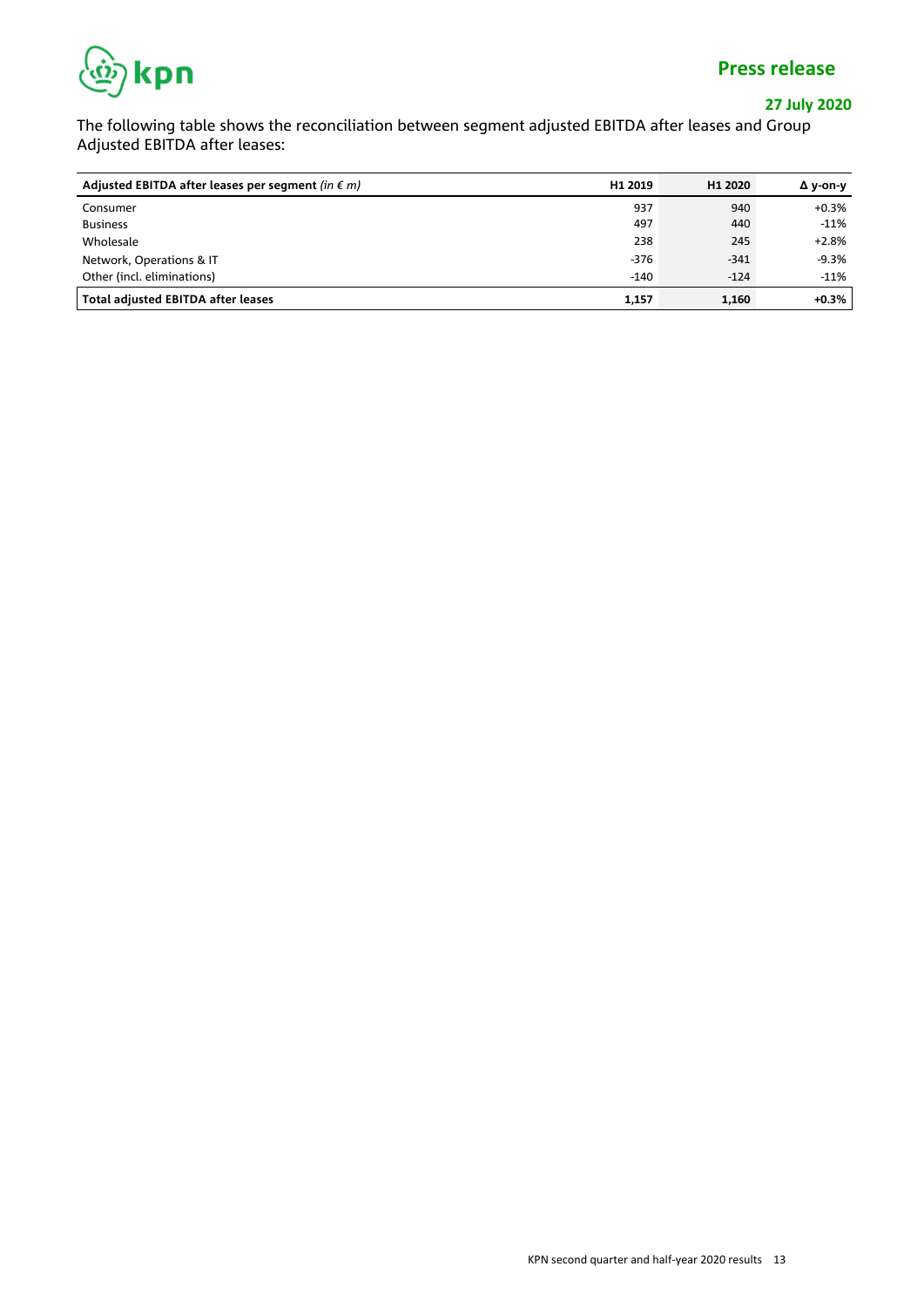The following table shows the reconciliation between segment adjusted EBITDA after leases and Group Adjusted EBITDA after leases:

| **Adjusted EBITDA after leases per segment** *(in € m)* | **H1 2019** | **H1 2020** | **Δ y-on-y** |
|---|---|---|---|
| Consumer | 937 | 940 | +0.3% |
| Business | 497 | 440 | -11% |
| Wholesale | 238 | 245 | +2.8% |
| Network, Operations & IT | -376 | -341 | -9.3% |
| Other (incl. eliminations) | -140 | -124 | -11% |
| **Total adjusted EBITDA after leases** | **1,157** | **1,160** | **+0.3%** |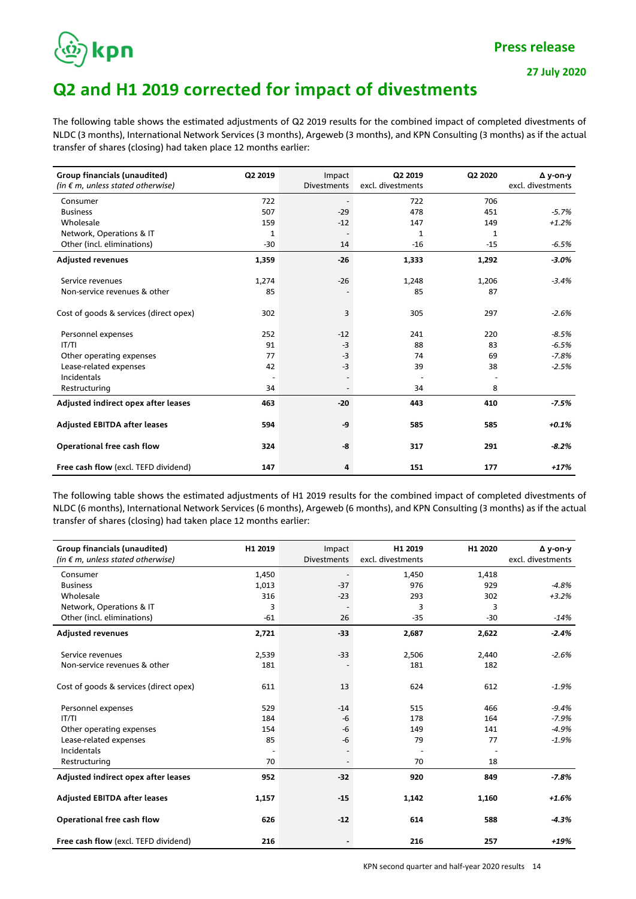# Q2 and H1 2019 corrected for impact of divestments

The following table shows the estimated adjustments of Q2 2019 results for the combined impact of completed divestments of NLDC (3 months), International Network Services (3 months), Argeweb (3 months), and KPN Consulting (3 months) as if the actual transfer of shares (closing) had taken place 12 months earlier:

| **Group financials (unaudited)** *(in € m, unless stated otherwise)* | Q2 2019 | Impact Divestments | Q2 2019 excl. divestments | Q2 2020 | Δ y-on-y excl. divestments |
|---|---|---|---|---|---|
| Consumer | 722 | - | 722 | 706 | |
| Business | 507 | -29 | 478 | 451 | *-5.7%* |
| Wholesale | 159 | -12 | 147 | 149 | *+1.2%* |
| Network, Operations & IT | 1 | - | 1 | 1 | |
| Other (incl. eliminations) | -30 | 14 | -16 | -15 | *-6.5%* |
| **Adjusted revenues** | **1,359** | **-26** | **1,333** | **1,292** | ***-3.0%*** |
| Service revenues | 1,274 | -26 | 1,248 | 1,206 | *-3.4%* |
| Non-service revenues & other | 85 | - | 85 | 87 | |
| Cost of goods & services (direct opex) | 302 | 3 | 305 | 297 | *-2.6%* |
| Personnel expenses | 252 | -12 | 241 | 220 | *-8.5%* |
| IT/TI | 91 | -3 | 88 | 83 | *-6.5%* |
| Other operating expenses | 77 | -3 | 74 | 69 | *-7.8%* |
| Lease-related expenses | 42 | -3 | 39 | 38 | *-2.5%* |
| Incidentals | - | - | - | - | |
| Restructuring | 34 | - | 34 | 8 | |
| **Adjusted indirect opex after leases** | **463** | **-20** | **443** | **410** | ***-7.5%*** |
| **Adjusted EBITDA after leases** | **594** | **-9** | **585** | **585** | ***+0.1%*** |
| **Operational free cash flow** | **324** | **-8** | **317** | **291** | ***-8.2%*** |
| **Free cash flow** (excl. TEFD dividend) | **147** | **4** | **151** | **177** | ***+17%*** |

The following table shows the estimated adjustments of H1 2019 results for the combined impact of completed divestments of NLDC (6 months), International Network Services (6 months), Argeweb (6 months), and KPN Consulting (3 months) as if the actual transfer of shares (closing) had taken place 12 months earlier:

| **Group financials (unaudited)** *(in € m, unless stated otherwise)* | H1 2019 | Impact Divestments | H1 2019 excl. divestments | H1 2020 | Δ y-on-y excl. divestments |
|---|---|---|---|---|---|
| Consumer | 1,450 | - | 1,450 | 1,418 | |
| Business | 1,013 | -37 | 976 | 929 | *-4.8%* |
| Wholesale | 316 | -23 | 293 | 302 | *+3.2%* |
| Network, Operations & IT | 3 | - | 3 | 3 | |
| Other (incl. eliminations) | -61 | 26 | -35 | -30 | *-14%* |
| **Adjusted revenues** | **2,721** | **-33** | **2,687** | **2,622** | ***-2.4%*** |
| Service revenues | 2,539 | -33 | 2,506 | 2,440 | *-2.6%* |
| Non-service revenues & other | 181 | - | 181 | 182 | |
| Cost of goods & services (direct opex) | 611 | 13 | 624 | 612 | *-1.9%* |
| Personnel expenses | 529 | -14 | 515 | 466 | *-9.4%* |
| IT/TI | 184 | -6 | 178 | 164 | *-7.9%* |
| Other operating expenses | 154 | -6 | 149 | 141 | *-4.9%* |
| Lease-related expenses | 85 | -6 | 79 | 77 | *-1.9%* |
| Incidentals | - | - | - | - | |
| Restructuring | 70 | - | 70 | 18 | |
| **Adjusted indirect opex after leases** | **952** | **-32** | **920** | **849** | ***-7.8%*** |
| **Adjusted EBITDA after leases** | **1,157** | **-15** | **1,142** | **1,160** | ***+1.6%*** |
| **Operational free cash flow** | **626** | **-12** | **614** | **588** | ***-4.3%*** |
| **Free cash flow** (excl. TEFD dividend) | **216** | **-** | **216** | **257** | ***+19%*** |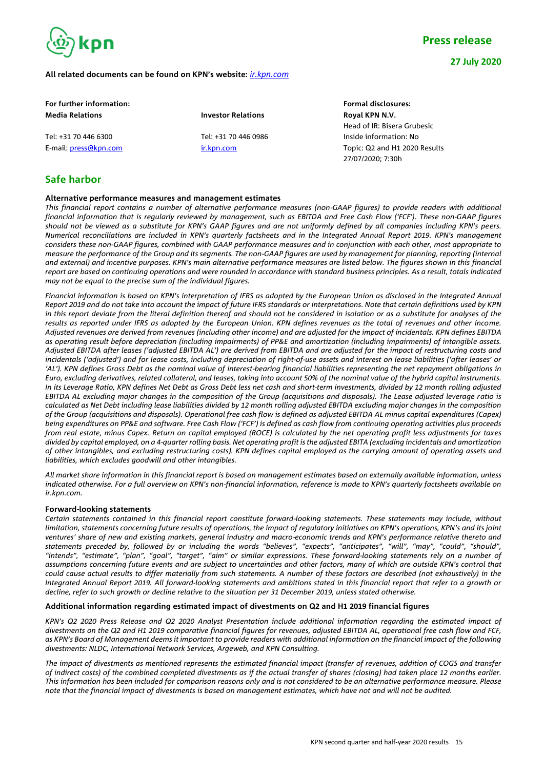# Press release

**27 July 2020**

**All related documents can be found on KPN's website:** *ir.kpn.com*

| | | |
|---|---|---|
| **For further information:** | | **Formal disclosures:** |
| **Media Relations** | **Investor Relations** | **Royal KPN N.V.** |
| | | Head of IR: Bisera Grubesic |
| Tel: +31 70 446 6300 | Tel: +31 70 446 0986 | Inside information: No |
| E-mail: press@kpn.com | ir.kpn.com | Topic: Q2 and H1 2020 Results |
| | | 27/07/2020; 7:30h |

## Safe harbor

### Alternative performance measures and management estimates

*This financial report contains a number of alternative performance measures (non-GAAP figures) to provide readers with additional financial information that is regularly reviewed by management, such as EBITDA and Free Cash Flow ('FCF'). These non-GAAP figures should not be viewed as a substitute for KPN's GAAP figures and are not uniformly defined by all companies including KPN's peers. Numerical reconciliations are included in KPN's quarterly factsheets and in the Integrated Annual Report 2019. KPN's management considers these non-GAAP figures, combined with GAAP performance measures and in conjunction with each other, most appropriate to measure the performance of the Group and its segments. The non-GAAP figures are used by management for planning, reporting (internal and external) and incentive purposes. KPN's main alternative performance measures are listed below. The figures shown in this financial report are based on continuing operations and were rounded in accordance with standard business principles. As a result, totals indicated may not be equal to the precise sum of the individual figures.*

*Financial information is based on KPN's interpretation of IFRS as adopted by the European Union as disclosed in the Integrated Annual Report 2019 and do not take into account the impact of future IFRS standards or interpretations. Note that certain definitions used by KPN in this report deviate from the literal definition thereof and should not be considered in isolation or as a substitute for analyses of the results as reported under IFRS as adopted by the European Union. KPN defines revenues as the total of revenues and other income. Adjusted revenues are derived from revenues (including other income) and are adjusted for the impact of incidentals. KPN defines EBITDA as operating result before depreciation (including impairments) of PP&E and amortization (including impairments) of intangible assets. Adjusted EBITDA after leases ('adjusted EBITDA AL') are derived from EBITDA and are adjusted for the impact of restructuring costs and incidentals ('adjusted') and for lease costs, including depreciation of right-of-use assets and interest on lease liabilities ('after leases' or 'AL'). KPN defines Gross Debt as the nominal value of interest-bearing financial liabilities representing the net repayment obligations in Euro, excluding derivatives, related collateral, and leases, taking into account 50% of the nominal value of the hybrid capital instruments. In its Leverage Ratio, KPN defines Net Debt as Gross Debt less net cash and short-term investments, divided by 12 month rolling adjusted EBITDA AL excluding major changes in the composition of the Group (acquisitions and disposals). The Lease adjusted leverage ratio is calculated as Net Debt including lease liabilities divided by 12 month rolling adjusted EBITDA excluding major changes in the composition of the Group (acquisitions and disposals). Operational free cash flow is defined as adjusted EBITDA AL minus capital expenditures (Capex) being expenditures on PP&E and software. Free Cash Flow ('FCF') is defined as cash flow from continuing operating activities plus proceeds from real estate, minus Capex. Return on capital employed (ROCE) is calculated by the net operating profit less adjustments for taxes divided by capital employed, on a 4-quarter rolling basis. Net operating profit is the adjusted EBITA (excluding incidentals and amortization of other intangibles, and excluding restructuring costs). KPN defines capital employed as the carrying amount of operating assets and liabilities, which excludes goodwill and other intangibles.*

*All market share information in this financial report is based on management estimates based on externally available information, unless indicated otherwise. For a full overview on KPN's non-financial information, reference is made to KPN's quarterly factsheets available on ir.kpn.com.*

### Forward-looking statements

*Certain statements contained in this financial report constitute forward-looking statements. These statements may include, without limitation, statements concerning future results of operations, the impact of regulatory initiatives on KPN's operations, KPN's and its joint ventures' share of new and existing markets, general industry and macro-economic trends and KPN's performance relative thereto and statements preceded by, followed by or including the words "believes", "expects", "anticipates", "will", "may", "could", "should", "intends", "estimate", "plan", "goal", "target", "aim" or similar expressions. These forward-looking statements rely on a number of assumptions concerning future events and are subject to uncertainties and other factors, many of which are outside KPN's control that could cause actual results to differ materially from such statements. A number of these factors are described (not exhaustively) in the Integrated Annual Report 2019. All forward-looking statements and ambitions stated in this financial report that refer to a growth or decline, refer to such growth or decline relative to the situation per 31 December 2019, unless stated otherwise.*

### Additional information regarding estimated impact of divestments on Q2 and H1 2019 financial figures

*KPN's Q2 2020 Press Release and Q2 2020 Analyst Presentation include additional information regarding the estimated impact of divestments on the Q2 and H1 2019 comparative financial figures for revenues, adjusted EBITDA AL, operational free cash flow and FCF, as KPN's Board of Management deems it important to provide readers with additional information on the financial impact of the following divestments: NLDC, International Network Services, Argeweb, and KPN Consulting.*

*The impact of divestments as mentioned represents the estimated financial impact (transfer of revenues, addition of COGS and transfer of indirect costs) of the combined completed divestments as if the actual transfer of shares (closing) had taken place 12 months earlier. This information has been included for comparison reasons only and is not considered to be an alternative performance measure. Please note that the financial impact of divestments is based on management estimates, which have not and will not be audited.*